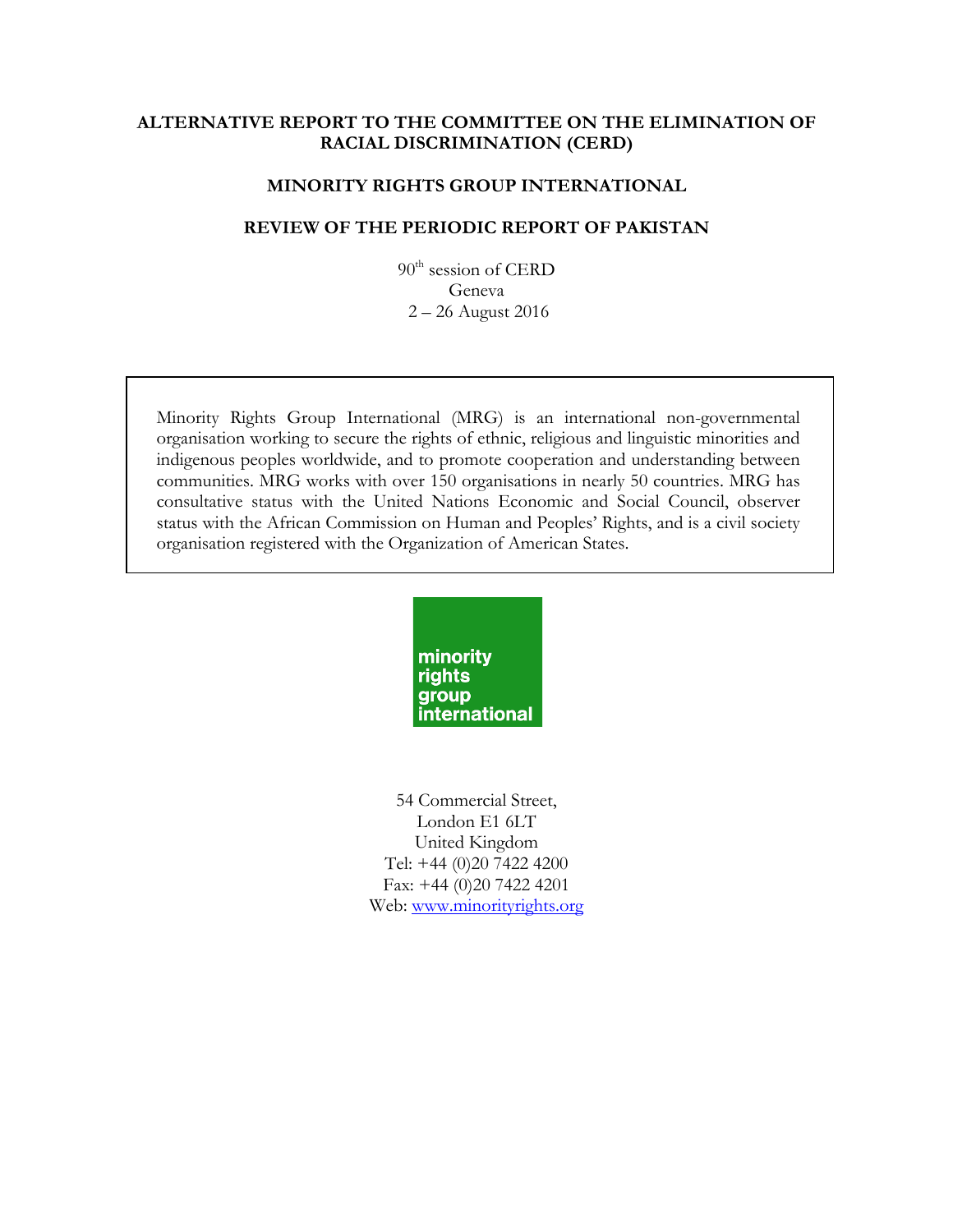# ALTERNATIVE REPORT TO THE COMMITTEE ON THE ELIMINATION OF RACIAL DISCRIMINATION (CERD)

## MINORITY RIGHTS GROUP INTERNATIONAL

## REVIEW OF THE PERIODIC REPORT OF PAKISTAN

90th session of CERD
Geneva
2 – 26 August 2016

> Minority Rights Group International (MRG) is an international non-governmental organisation working to secure the rights of ethnic, religious and linguistic minorities and indigenous peoples worldwide, and to promote cooperation and understanding between communities. MRG works with over 150 organisations in nearly 50 countries. MRG has consultative status with the United Nations Economic and Social Council, observer status with the African Commission on Human and Peoples' Rights, and is a civil society organisation registered with the Organization of American States.

minority rights group international

54 Commercial Street,
London E1 6LT
United Kingdom
Tel: +44 (0)20 7422 4200
Fax: +44 (0)20 7422 4201
Web: www.minorityrights.org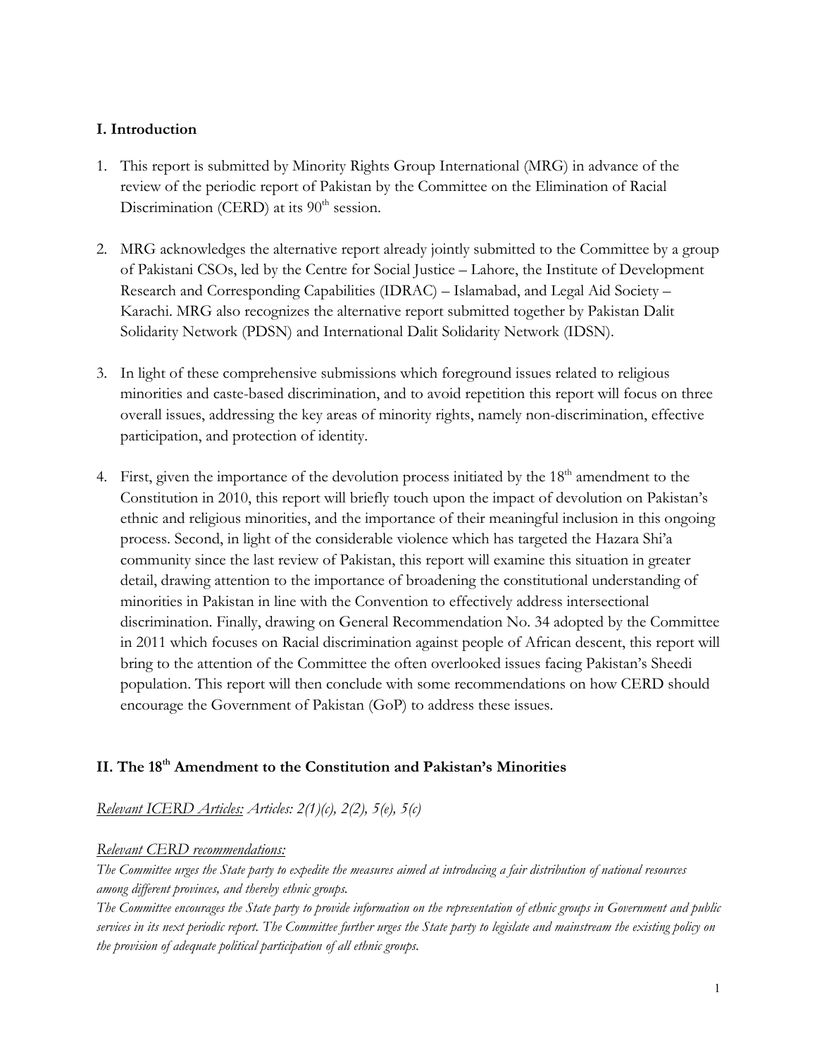## I. Introduction

1. This report is submitted by Minority Rights Group International (MRG) in advance of the review of the periodic report of Pakistan by the Committee on the Elimination of Racial Discrimination (CERD) at its 90th session.

2. MRG acknowledges the alternative report already jointly submitted to the Committee by a group of Pakistani CSOs, led by the Centre for Social Justice – Lahore, the Institute of Development Research and Corresponding Capabilities (IDRAC) – Islamabad, and Legal Aid Society – Karachi. MRG also recognizes the alternative report submitted together by Pakistan Dalit Solidarity Network (PDSN) and International Dalit Solidarity Network (IDSN).

3. In light of these comprehensive submissions which foreground issues related to religious minorities and caste-based discrimination, and to avoid repetition this report will focus on three overall issues, addressing the key areas of minority rights, namely non-discrimination, effective participation, and protection of identity.

4. First, given the importance of the devolution process initiated by the 18th amendment to the Constitution in 2010, this report will briefly touch upon the impact of devolution on Pakistan's ethnic and religious minorities, and the importance of their meaningful inclusion in this ongoing process. Second, in light of the considerable violence which has targeted the Hazara Shi'a community since the last review of Pakistan, this report will examine this situation in greater detail, drawing attention to the importance of broadening the constitutional understanding of minorities in Pakistan in line with the Convention to effectively address intersectional discrimination. Finally, drawing on General Recommendation No. 34 adopted by the Committee in 2011 which focuses on Racial discrimination against people of African descent, this report will bring to the attention of the Committee the often overlooked issues facing Pakistan's Sheedi population. This report will then conclude with some recommendations on how CERD should encourage the Government of Pakistan (GoP) to address these issues.

## II. The 18th Amendment to the Constitution and Pakistan's Minorities

*Relevant ICERD Articles: Articles: 2(1)(c), 2(2), 5(e), 5(c)*

*Relevant CERD recommendations:*

*The Committee urges the State party to expedite the measures aimed at introducing a fair distribution of national resources among different provinces, and thereby ethnic groups.*

*The Committee encourages the State party to provide information on the representation of ethnic groups in Government and public services in its next periodic report. The Committee further urges the State party to legislate and mainstream the existing policy on the provision of adequate political participation of all ethnic groups.*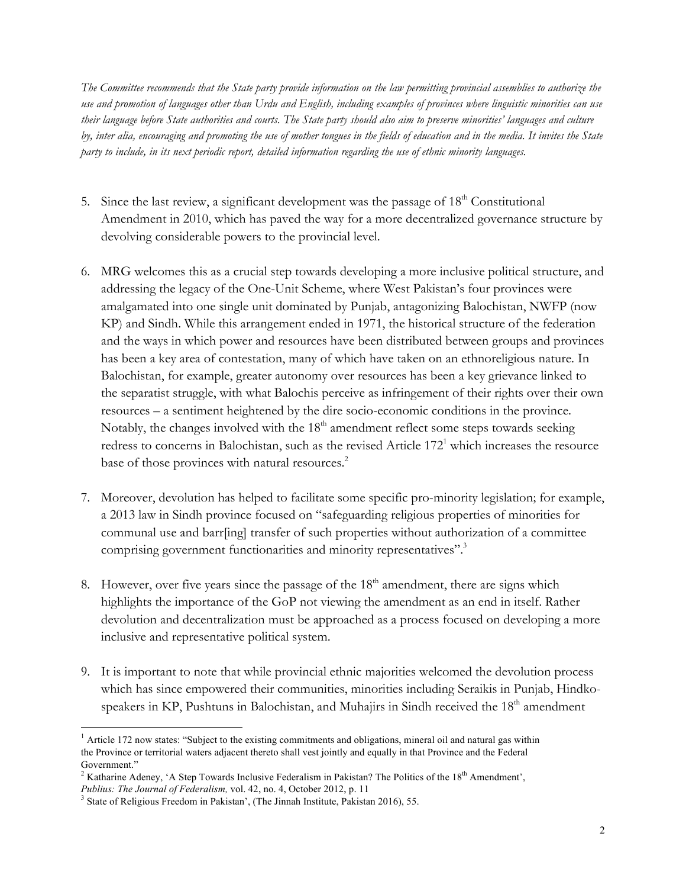*The Committee recommends that the State party provide information on the law permitting provincial assemblies to authorize the use and promotion of languages other than Urdu and English, including examples of provinces where linguistic minorities can use their language before State authorities and courts. The State party should also aim to preserve minorities' languages and culture by, inter alia, encouraging and promoting the use of mother tongues in the fields of education and in the media. It invites the State party to include, in its next periodic report, detailed information regarding the use of ethnic minority languages.*

5. Since the last review, a significant development was the passage of 18th Constitutional Amendment in 2010, which has paved the way for a more decentralized governance structure by devolving considerable powers to the provincial level.

6. MRG welcomes this as a crucial step towards developing a more inclusive political structure, and addressing the legacy of the One-Unit Scheme, where West Pakistan's four provinces were amalgamated into one single unit dominated by Punjab, antagonizing Balochistan, NWFP (now KP) and Sindh. While this arrangement ended in 1971, the historical structure of the federation and the ways in which power and resources have been distributed between groups and provinces has been a key area of contestation, many of which have taken on an ethnoreligious nature. In Balochistan, for example, greater autonomy over resources has been a key grievance linked to the separatist struggle, with what Balochis perceive as infringement of their rights over their own resources – a sentiment heightened by the dire socio-economic conditions in the province. Notably, the changes involved with the 18th amendment reflect some steps towards seeking redress to concerns in Balochistan, such as the revised Article 172[1] which increases the resource base of those provinces with natural resources.[2]

7. Moreover, devolution has helped to facilitate some specific pro-minority legislation; for example, a 2013 law in Sindh province focused on "safeguarding religious properties of minorities for communal use and barr[ing] transfer of such properties without authorization of a committee comprising government functionarities and minority representatives".[3]

8. However, over five years since the passage of the 18th amendment, there are signs which highlights the importance of the GoP not viewing the amendment as an end in itself. Rather devolution and decentralization must be approached as a process focused on developing a more inclusive and representative political system.

9. It is important to note that while provincial ethnic majorities welcomed the devolution process which has since empowered their communities, minorities including Seraikis in Punjab, Hindko-speakers in KP, Pushtuns in Balochistan, and Muhajirs in Sindh received the 18th amendment

---

[1] Article 172 now states: "Subject to the existing commitments and obligations, mineral oil and natural gas within the Province or territorial waters adjacent thereto shall vest jointly and equally in that Province and the Federal Government."

[2] Katharine Adeney, 'A Step Towards Inclusive Federalism in Pakistan? The Politics of the 18th Amendment', *Publius: The Journal of Federalism,* vol. 42, no. 4, October 2012, p. 11

[3] State of Religious Freedom in Pakistan', (The Jinnah Institute, Pakistan 2016), 55.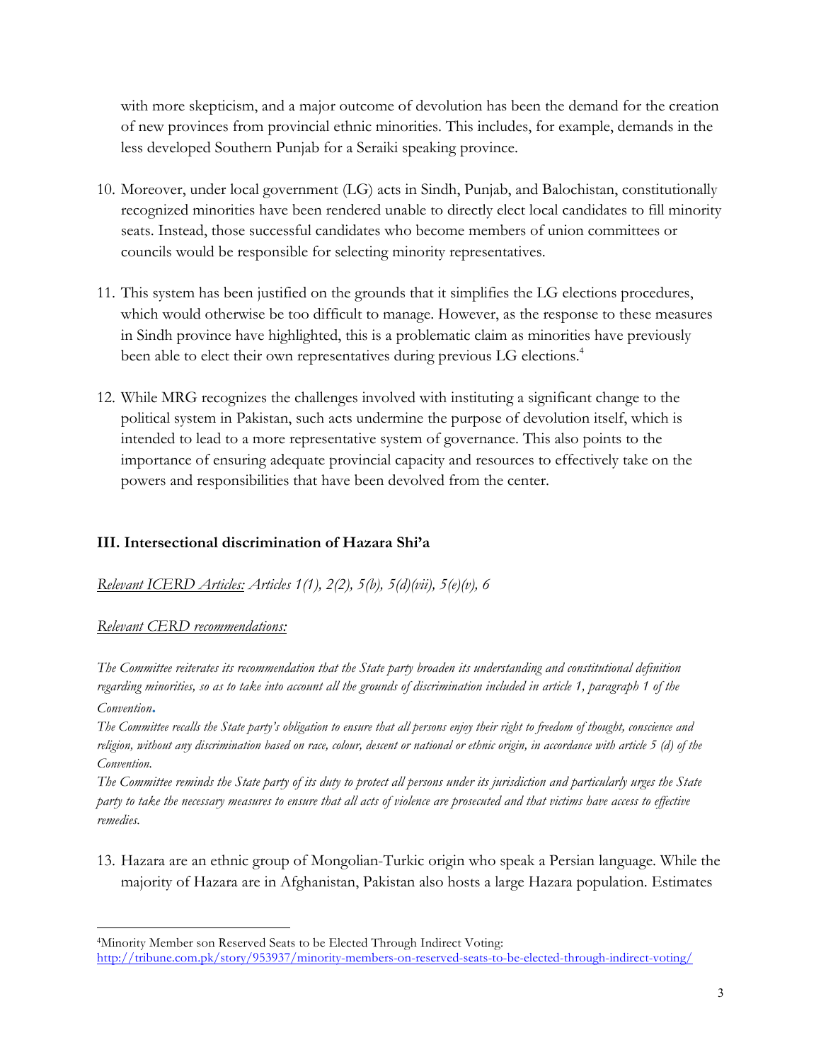with more skepticism, and a major outcome of devolution has been the demand for the creation of new provinces from provincial ethnic minorities. This includes, for example, demands in the less developed Southern Punjab for a Seraiki speaking province.

10. Moreover, under local government (LG) acts in Sindh, Punjab, and Balochistan, constitutionally recognized minorities have been rendered unable to directly elect local candidates to fill minority seats. Instead, those successful candidates who become members of union committees or councils would be responsible for selecting minority representatives.

11. This system has been justified on the grounds that it simplifies the LG elections procedures, which would otherwise be too difficult to manage. However, as the response to these measures in Sindh province have highlighted, this is a problematic claim as minorities have previously been able to elect their own representatives during previous LG elections.[4]

12. While MRG recognizes the challenges involved with instituting a significant change to the political system in Pakistan, such acts undermine the purpose of devolution itself, which is intended to lead to a more representative system of governance. This also points to the importance of ensuring adequate provincial capacity and resources to effectively take on the powers and responsibilities that have been devolved from the center.

## III. Intersectional discrimination of Hazara Shi'a

*Relevant ICERD Articles: Articles 1(1), 2(2), 5(b), 5(d)(vii), 5(e)(v), 6*

*Relevant CERD recommendations:*

*The Committee reiterates its recommendation that the State party broaden its understanding and constitutional definition regarding minorities, so as to take into account all the grounds of discrimination included in article 1, paragraph 1 of the Convention.*

*The Committee recalls the State party's obligation to ensure that all persons enjoy their right to freedom of thought, conscience and religion, without any discrimination based on race, colour, descent or national or ethnic origin, in accordance with article 5 (d) of the Convention.*

*The Committee reminds the State party of its duty to protect all persons under its jurisdiction and particularly urges the State party to take the necessary measures to ensure that all acts of violence are prosecuted and that victims have access to effective remedies.*

13. Hazara are an ethnic group of Mongolian-Turkic origin who speak a Persian language. While the majority of Hazara are in Afghanistan, Pakistan also hosts a large Hazara population. Estimates

---

[4] Minority Member son Reserved Seats to be Elected Through Indirect Voting: http://tribune.com.pk/story/953937/minority-members-on-reserved-seats-to-be-elected-through-indirect-voting/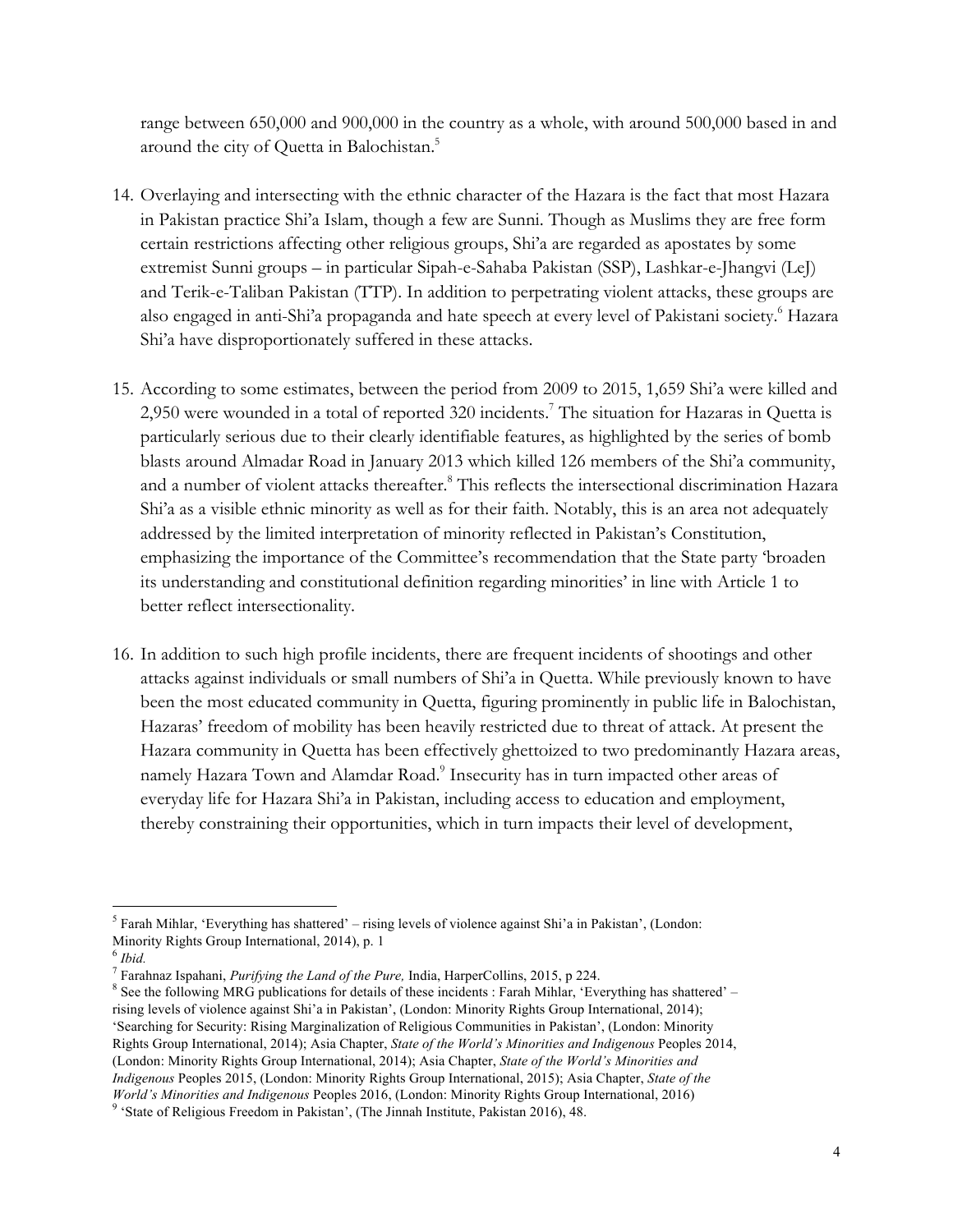range between 650,000 and 900,000 in the country as a whole, with around 500,000 based in and around the city of Quetta in Balochistan.[5]

14. Overlaying and intersecting with the ethnic character of the Hazara is the fact that most Hazara in Pakistan practice Shi'a Islam, though a few are Sunni. Though as Muslims they are free form certain restrictions affecting other religious groups, Shi'a are regarded as apostates by some extremist Sunni groups – in particular Sipah-e-Sahaba Pakistan (SSP), Lashkar-e-Jhangvi (LeJ) and Terik-e-Taliban Pakistan (TTP). In addition to perpetrating violent attacks, these groups are also engaged in anti-Shi'a propaganda and hate speech at every level of Pakistani society.[6] Hazara Shi'a have disproportionately suffered in these attacks.

15. According to some estimates, between the period from 2009 to 2015, 1,659 Shi'a were killed and 2,950 were wounded in a total of reported 320 incidents.[7] The situation for Hazaras in Quetta is particularly serious due to their clearly identifiable features, as highlighted by the series of bomb blasts around Almadar Road in January 2013 which killed 126 members of the Shi'a community, and a number of violent attacks thereafter.[8] This reflects the intersectional discrimination Hazara Shi'a as a visible ethnic minority as well as for their faith. Notably, this is an area not adequately addressed by the limited interpretation of minority reflected in Pakistan's Constitution, emphasizing the importance of the Committee's recommendation that the State party 'broaden its understanding and constitutional definition regarding minorities' in line with Article 1 to better reflect intersectionality.

16. In addition to such high profile incidents, there are frequent incidents of shootings and other attacks against individuals or small numbers of Shi'a in Quetta. While previously known to have been the most educated community in Quetta, figuring prominently in public life in Balochistan, Hazaras' freedom of mobility has been heavily restricted due to threat of attack. At present the Hazara community in Quetta has been effectively ghettoized to two predominantly Hazara areas, namely Hazara Town and Alamdar Road.[9] Insecurity has in turn impacted other areas of everyday life for Hazara Shi'a in Pakistan, including access to education and employment, thereby constraining their opportunities, which in turn impacts their level of development,

---

[5] Farah Mihlar, 'Everything has shattered' – rising levels of violence against Shi'a in Pakistan', (London: Minority Rights Group International, 2014), p. 1

[6] *Ibid.*

[7] Farahnaz Ispahani, *Purifying the Land of the Pure,* India, HarperCollins, 2015, p 224.

[8] See the following MRG publications for details of these incidents : Farah Mihlar, 'Everything has shattered' – rising levels of violence against Shi'a in Pakistan', (London: Minority Rights Group International, 2014); 'Searching for Security: Rising Marginalization of Religious Communities in Pakistan', (London: Minority Rights Group International, 2014); Asia Chapter, *State of the World's Minorities and Indigenous* Peoples 2014, (London: Minority Rights Group International, 2014); Asia Chapter, *State of the World's Minorities and Indigenous* Peoples 2015, (London: Minority Rights Group International, 2015); Asia Chapter, *State of the World's Minorities and Indigenous* Peoples 2016, (London: Minority Rights Group International, 2016)

[9] 'State of Religious Freedom in Pakistan', (The Jinnah Institute, Pakistan 2016), 48.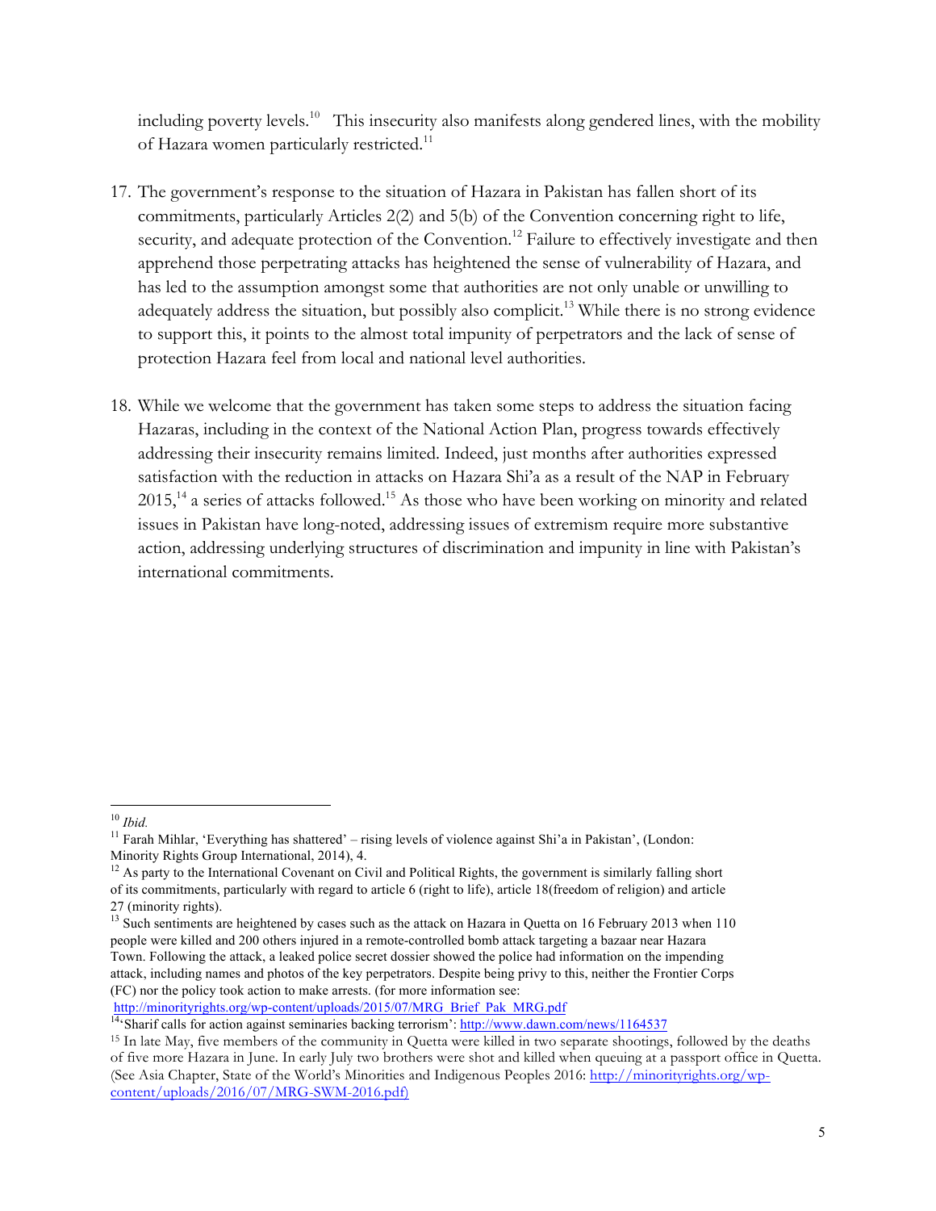including poverty levels.[10] This insecurity also manifests along gendered lines, with the mobility of Hazara women particularly restricted.[11]

17. The government's response to the situation of Hazara in Pakistan has fallen short of its commitments, particularly Articles 2(2) and 5(b) of the Convention concerning right to life, security, and adequate protection of the Convention.[12] Failure to effectively investigate and then apprehend those perpetrating attacks has heightened the sense of vulnerability of Hazara, and has led to the assumption amongst some that authorities are not only unable or unwilling to adequately address the situation, but possibly also complicit.[13] While there is no strong evidence to support this, it points to the almost total impunity of perpetrators and the lack of sense of protection Hazara feel from local and national level authorities.

18. While we welcome that the government has taken some steps to address the situation facing Hazaras, including in the context of the National Action Plan, progress towards effectively addressing their insecurity remains limited. Indeed, just months after authorities expressed satisfaction with the reduction in attacks on Hazara Shi'a as a result of the NAP in February 2015,[14] a series of attacks followed.[15] As those who have been working on minority and related issues in Pakistan have long-noted, addressing issues of extremism require more substantive action, addressing underlying structures of discrimination and impunity in line with Pakistan's international commitments.

---

[10] *Ibid.*

[11] Farah Mihlar, 'Everything has shattered' – rising levels of violence against Shi'a in Pakistan', (London: Minority Rights Group International, 2014), 4.

[12] As party to the International Covenant on Civil and Political Rights, the government is similarly falling short of its commitments, particularly with regard to article 6 (right to life), article 18(freedom of religion) and article 27 (minority rights).

[13] Such sentiments are heightened by cases such as the attack on Hazara in Quetta on 16 February 2013 when 110 people were killed and 200 others injured in a remote-controlled bomb attack targeting a bazaar near Hazara Town. Following the attack, a leaked police secret dossier showed the police had information on the impending attack, including names and photos of the key perpetrators. Despite being privy to this, neither the Frontier Corps (FC) nor the policy took action to make arrests. (for more information see: http://minorityrights.org/wp-content/uploads/2015/07/MRG_Brief_Pak_MRG.pdf

[14] 'Sharif calls for action against seminaries backing terrorism': http://www.dawn.com/news/1164537

[15] In late May, five members of the community in Quetta were killed in two separate shootings, followed by the deaths of five more Hazara in June. In early July two brothers were shot and killed when queuing at a passport office in Quetta. (See Asia Chapter, State of the World's Minorities and Indigenous Peoples 2016: http://minorityrights.org/wp-content/uploads/2016/07/MRG-SWM-2016.pdf)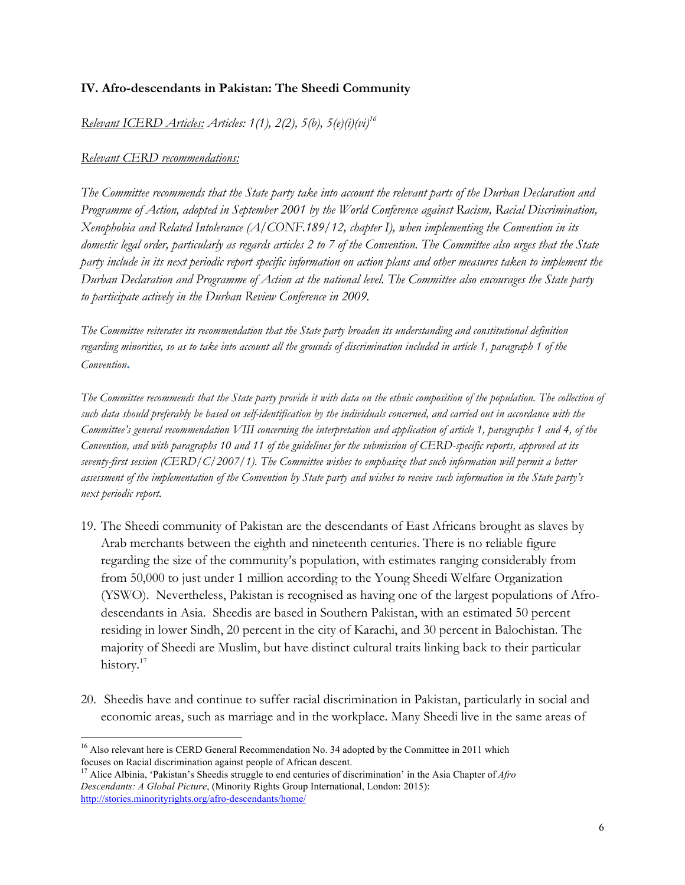### IV. Afro-descendants in Pakistan: The Sheedi Community

*Relevant ICERD Articles: Articles: 1(1), 2(2), 5(b), 5(e)(i)(vi)*[16]

*Relevant CERD recommendations:*

*The Committee recommends that the State party take into account the relevant parts of the Durban Declaration and Programme of Action, adopted in September 2001 by the World Conference against Racism, Racial Discrimination, Xenophobia and Related Intolerance (A/CONF.189/12, chapter I), when implementing the Convention in its domestic legal order, particularly as regards articles 2 to 7 of the Convention. The Committee also urges that the State party include in its next periodic report specific information on action plans and other measures taken to implement the Durban Declaration and Programme of Action at the national level. The Committee also encourages the State party to participate actively in the Durban Review Conference in 2009.*

*The Committee reiterates its recommendation that the State party broaden its understanding and constitutional definition regarding minorities, so as to take into account all the grounds of discrimination included in article 1, paragraph 1 of the Convention.*

*The Committee recommends that the State party provide it with data on the ethnic composition of the population. The collection of such data should preferably be based on self-identification by the individuals concerned, and carried out in accordance with the Committee's general recommendation VIII concerning the interpretation and application of article 1, paragraphs 1 and 4, of the Convention, and with paragraphs 10 and 11 of the guidelines for the submission of CERD-specific reports, approved at its seventy-first session (CERD/C/2007/1). The Committee wishes to emphasize that such information will permit a better assessment of the implementation of the Convention by State party and wishes to receive such information in the State party's next periodic report.*

19. The Sheedi community of Pakistan are the descendants of East Africans brought as slaves by Arab merchants between the eighth and nineteenth centuries. There is no reliable figure regarding the size of the community's population, with estimates ranging considerably from from 50,000 to just under 1 million according to the Young Sheedi Welfare Organization (YSWO). Nevertheless, Pakistan is recognised as having one of the largest populations of Afro-descendants in Asia. Sheedis are based in Southern Pakistan, with an estimated 50 percent residing in lower Sindh, 20 percent in the city of Karachi, and 30 percent in Balochistan. The majority of Sheedi are Muslim, but have distinct cultural traits linking back to their particular history.[17]

20. Sheedis have and continue to suffer racial discrimination in Pakistan, particularly in social and economic areas, such as marriage and in the workplace. Many Sheedi live in the same areas of

---

[16] Also relevant here is CERD General Recommendation No. 34 adopted by the Committee in 2011 which focuses on Racial discrimination against people of African descent.

[17] Alice Albinia, 'Pakistan's Sheedis struggle to end centuries of discrimination' in the Asia Chapter of *Afro Descendants: A Global Picture*, (Minority Rights Group International, London: 2015): http://stories.minorityrights.org/afro-descendants/home/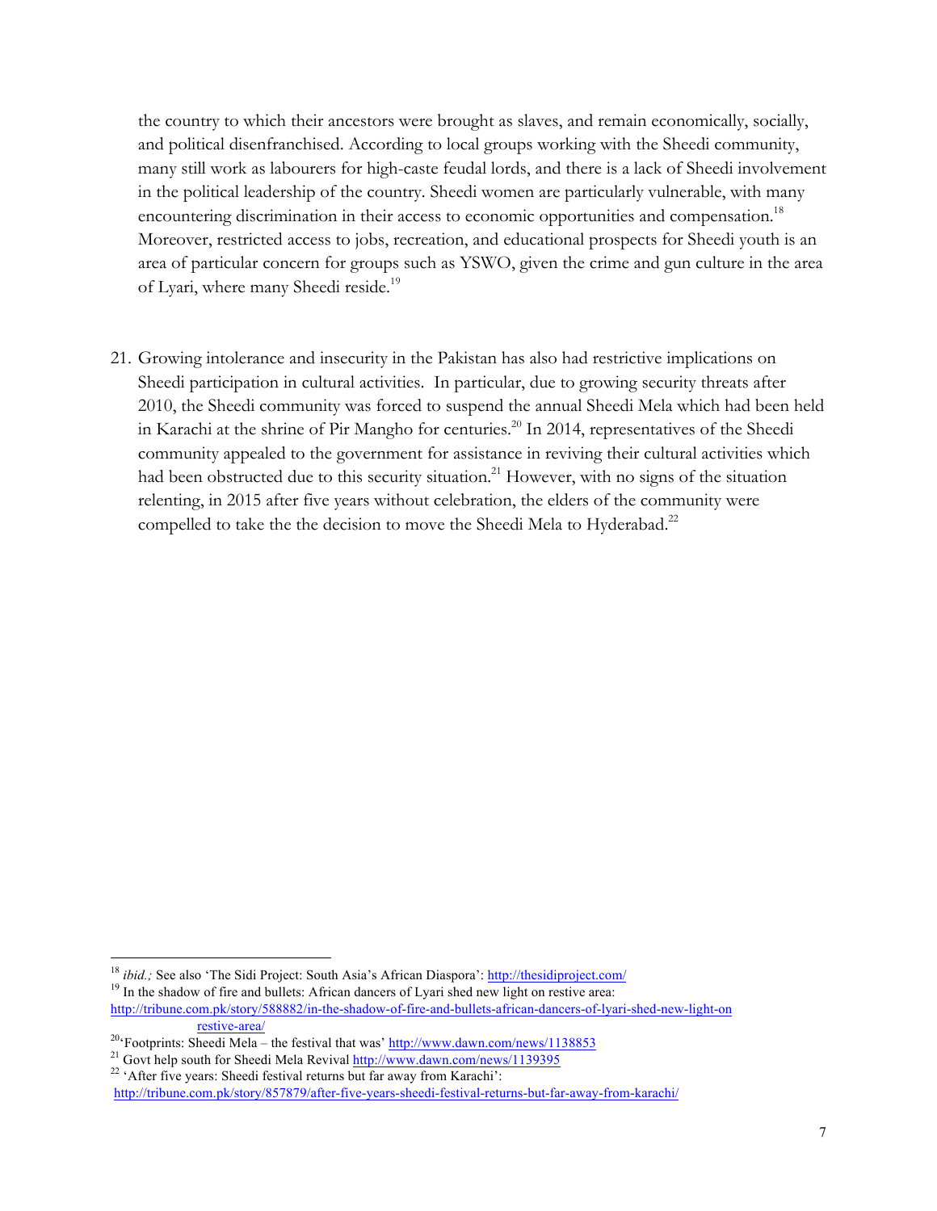the country to which their ancestors were brought as slaves, and remain economically, socially, and political disenfranchised. According to local groups working with the Sheedi community, many still work as labourers for high-caste feudal lords, and there is a lack of Sheedi involvement in the political leadership of the country. Sheedi women are particularly vulnerable, with many encountering discrimination in their access to economic opportunities and compensation.[18] Moreover, restricted access to jobs, recreation, and educational prospects for Sheedi youth is an area of particular concern for groups such as YSWO, given the crime and gun culture in the area of Lyari, where many Sheedi reside.[19]

21. Growing intolerance and insecurity in the Pakistan has also had restrictive implications on Sheedi participation in cultural activities. In particular, due to growing security threats after 2010, the Sheedi community was forced to suspend the annual Sheedi Mela which had been held in Karachi at the shrine of Pir Mangho for centuries.[20] In 2014, representatives of the Sheedi community appealed to the government for assistance in reviving their cultural activities which had been obstructed due to this security situation.[21] However, with no signs of the situation relenting, in 2015 after five years without celebration, the elders of the community were compelled to take the the decision to move the Sheedi Mela to Hyderabad.[22]

---

[18] *ibid.;* See also 'The Sidi Project: South Asia's African Diaspora': http://thesidiproject.com/

[19] In the shadow of fire and bullets: African dancers of Lyari shed new light on restive area: http://tribune.com.pk/story/588882/in-the-shadow-of-fire-and-bullets-african-dancers-of-lyari-shed-new-light-on restive-area/

[20] 'Footprints: Sheedi Mela – the festival that was' http://www.dawn.com/news/1138853

[21] Govt help south for Sheedi Mela Revival http://www.dawn.com/news/1139395

[22] 'After five years: Sheedi festival returns but far away from Karachi': http://tribune.com.pk/story/857879/after-five-years-sheedi-festival-returns-but-far-away-from-karachi/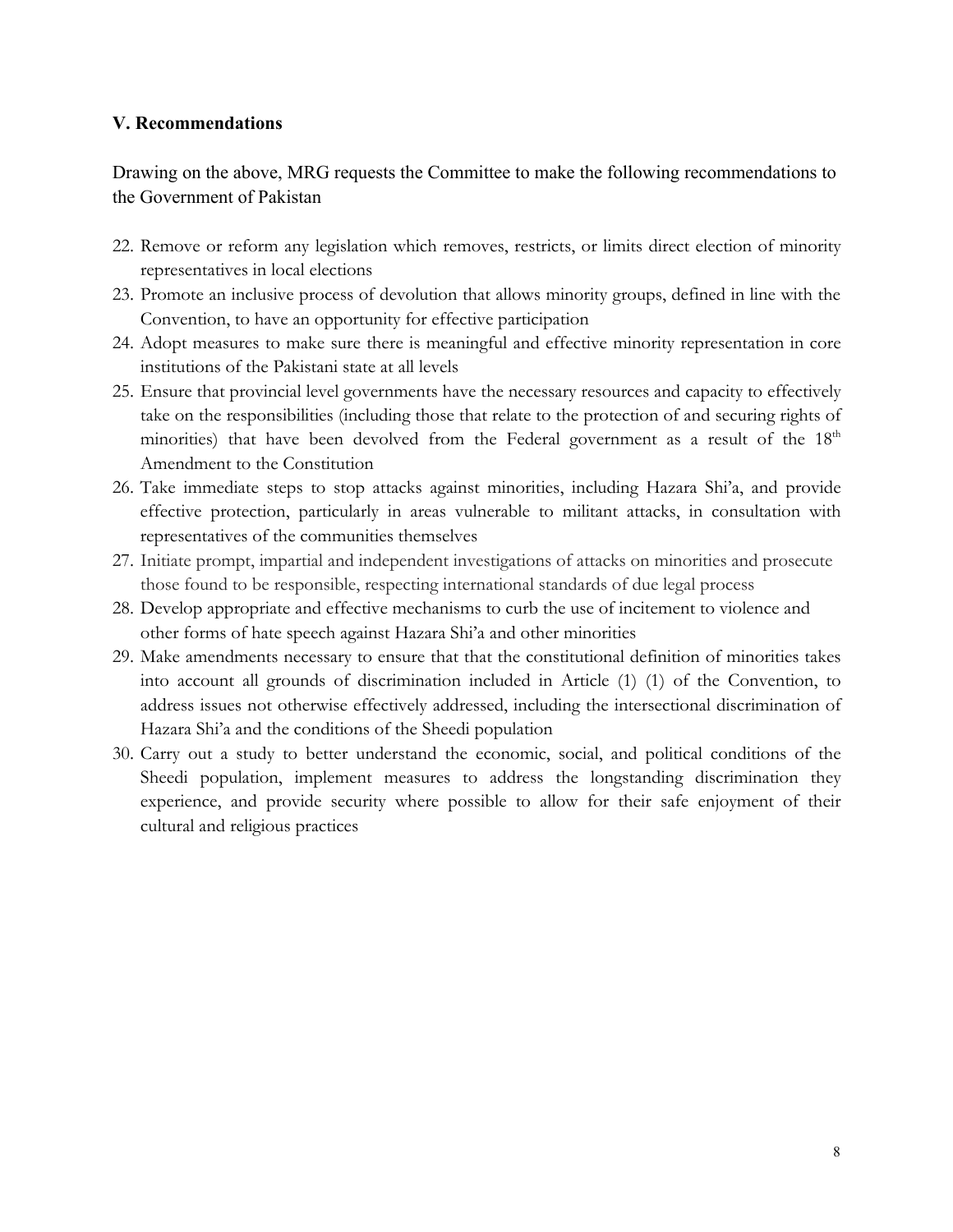## V. Recommendations

Drawing on the above, MRG requests the Committee to make the following recommendations to the Government of Pakistan

22. Remove or reform any legislation which removes, restricts, or limits direct election of minority representatives in local elections
23. Promote an inclusive process of devolution that allows minority groups, defined in line with the Convention, to have an opportunity for effective participation
24. Adopt measures to make sure there is meaningful and effective minority representation in core institutions of the Pakistani state at all levels
25. Ensure that provincial level governments have the necessary resources and capacity to effectively take on the responsibilities (including those that relate to the protection of and securing rights of minorities) that have been devolved from the Federal government as a result of the 18th Amendment to the Constitution
26. Take immediate steps to stop attacks against minorities, including Hazara Shi'a, and provide effective protection, particularly in areas vulnerable to militant attacks, in consultation with representatives of the communities themselves
27. Initiate prompt, impartial and independent investigations of attacks on minorities and prosecute those found to be responsible, respecting international standards of due legal process
28. Develop appropriate and effective mechanisms to curb the use of incitement to violence and other forms of hate speech against Hazara Shi'a and other minorities
29. Make amendments necessary to ensure that that the constitutional definition of minorities takes into account all grounds of discrimination included in Article (1) (1) of the Convention, to address issues not otherwise effectively addressed, including the intersectional discrimination of Hazara Shi'a and the conditions of the Sheedi population
30. Carry out a study to better understand the economic, social, and political conditions of the Sheedi population, implement measures to address the longstanding discrimination they experience, and provide security where possible to allow for their safe enjoyment of their cultural and religious practices